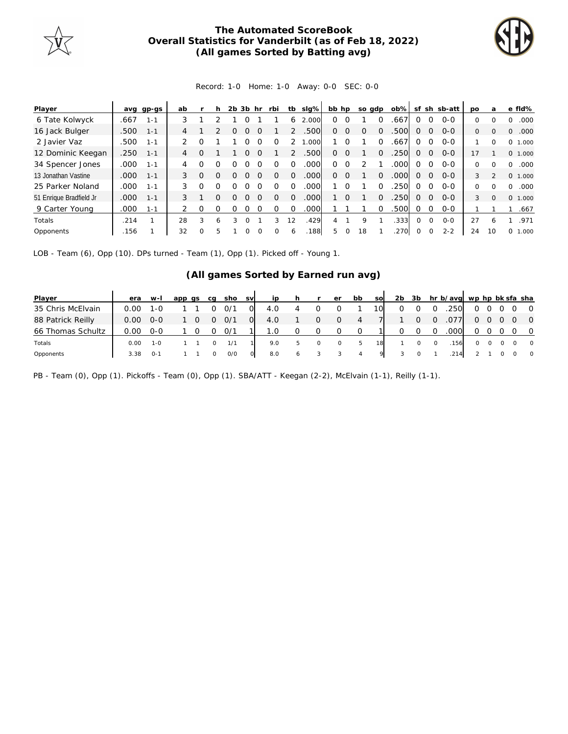# The Automated ScoreBook
## Overall Statistics for Vanderbilt (as of Feb 18, 2022)
### (All games Sorted by Batting avg)

Record: 1-0 Home: 1-0 Away: 0-0 SEC: 0-0

| Player | avg | gp-gs | ab | r | h | 2b | 3b | hr | rbi | tb | slg% | bb | hp | so | gdp | ob% | sf | sh | sb-att | po | a | e | fld% |
|---|---|---|---|---|---|---|---|---|---|---|---|---|---|---|---|---|---|---|---|---|---|---|---|
| 6 Tate Kolwyck | .667 | 1-1 | 3 | 1 | 2 | 1 | 0 | 1 | 1 | 6 | 2.000 | 0 | 0 | 1 | 0 | .667 | 0 | 0 | 0-0 | 0 | 0 | 0 | .000 |
| 16 Jack Bulger | .500 | 1-1 | 4 | 1 | 2 | 0 | 0 | 0 | 1 | 2 | .500 | 0 | 0 | 0 | 0 | .500 | 0 | 0 | 0-0 | 0 | 0 | 0 | .000 |
| 2 Javier Vaz | .500 | 1-1 | 2 | 0 | 1 | 1 | 0 | 0 | 0 | 2 | 1.000 | 1 | 0 | 1 | 0 | .667 | 0 | 0 | 0-0 | 1 | 0 | 0 | 1.000 |
| 12 Dominic Keegan | .250 | 1-1 | 4 | 0 | 1 | 1 | 0 | 0 | 1 | 2 | .500 | 0 | 0 | 1 | 0 | .250 | 0 | 0 | 0-0 | 17 | 1 | 0 | 1.000 |
| 34 Spencer Jones | .000 | 1-1 | 4 | 0 | 0 | 0 | 0 | 0 | 0 | 0 | .000 | 0 | 0 | 2 | 1 | .000 | 0 | 0 | 0-0 | 0 | 0 | 0 | .000 |
| 13 Jonathan Vastine | .000 | 1-1 | 3 | 0 | 0 | 0 | 0 | 0 | 0 | 0 | .000 | 0 | 0 | 1 | 0 | .000 | 0 | 0 | 0-0 | 3 | 2 | 0 | 1.000 |
| 25 Parker Noland | .000 | 1-1 | 3 | 0 | 0 | 0 | 0 | 0 | 0 | 0 | .000 | 1 | 0 | 1 | 0 | .250 | 0 | 0 | 0-0 | 0 | 0 | 0 | .000 |
| 51 Enrique Bradfield Jr | .000 | 1-1 | 3 | 1 | 0 | 0 | 0 | 0 | 0 | 0 | .000 | 1 | 0 | 1 | 0 | .250 | 0 | 0 | 0-0 | 3 | 0 | 0 | 1.000 |
| 9 Carter Young | .000 | 1-1 | 2 | 0 | 0 | 0 | 0 | 0 | 0 | 0 | .000 | 1 | 1 | 1 | 0 | .500 | 0 | 0 | 0-0 | 1 | 1 | 1 | .667 |
| Totals | .214 | 1 | 28 | 3 | 6 | 3 | 0 | 1 | 3 | 12 | .429 | 4 | 1 | 9 | 1 | .333 | 0 | 0 | 0-0 | 27 | 6 | 1 | .971 |
| Opponents | .156 | 1 | 32 | 0 | 5 | 1 | 0 | 0 | 0 | 6 | .188 | 5 | 0 | 18 | 1 | .270 | 0 | 0 | 2-2 | 24 | 10 | 0 | 1.000 |

LOB - Team (6), Opp (10). DPs turned - Team (1), Opp (1). Picked off - Young 1.

### (All games Sorted by Earned run avg)

| Player | era | w-l | app | gs | cg | sho | sv | ip | h | r | er | bb | so | 2b | 3b | hr | b/avg | wp | hp | bk | sfa | sha |
|---|---|---|---|---|---|---|---|---|---|---|---|---|---|---|---|---|---|---|---|---|---|---|
| 35 Chris McElvain | 0.00 | 1-0 | 1 | 1 | 0 | 0/1 | 0 | 4.0 | 4 | 0 | 0 | 1 | 10 | 0 | 0 | 0 | .250 | 0 | 0 | 0 | 0 | 0 |
| 88 Patrick Reilly | 0.00 | 0-0 | 1 | 0 | 0 | 0/1 | 0 | 4.0 | 1 | 0 | 0 | 4 | 7 | 1 | 0 | 0 | .077 | 0 | 0 | 0 | 0 | 0 |
| 66 Thomas Schultz | 0.00 | 0-0 | 1 | 0 | 0 | 0/1 | 1 | 1.0 | 0 | 0 | 0 | 0 | 1 | 0 | 0 | 0 | .000 | 0 | 0 | 0 | 0 | 0 |
| Totals | 0.00 | 1-0 | 1 | 1 | 0 | 1/1 | 1 | 9.0 | 5 | 0 | 0 | 5 | 18 | 1 | 0 | 0 | .156 | 0 | 0 | 0 | 0 | 0 |
| Opponents | 3.38 | 0-1 | 1 | 1 | 0 | 0/0 | 0 | 8.0 | 6 | 3 | 3 | 4 | 9 | 3 | 0 | 1 | .214 | 2 | 1 | 0 | 0 | 0 |

PB - Team (0), Opp (1). Pickoffs - Team (0), Opp (1). SBA/ATT - Keegan (2-2), McElvain (1-1), Reilly (1-1).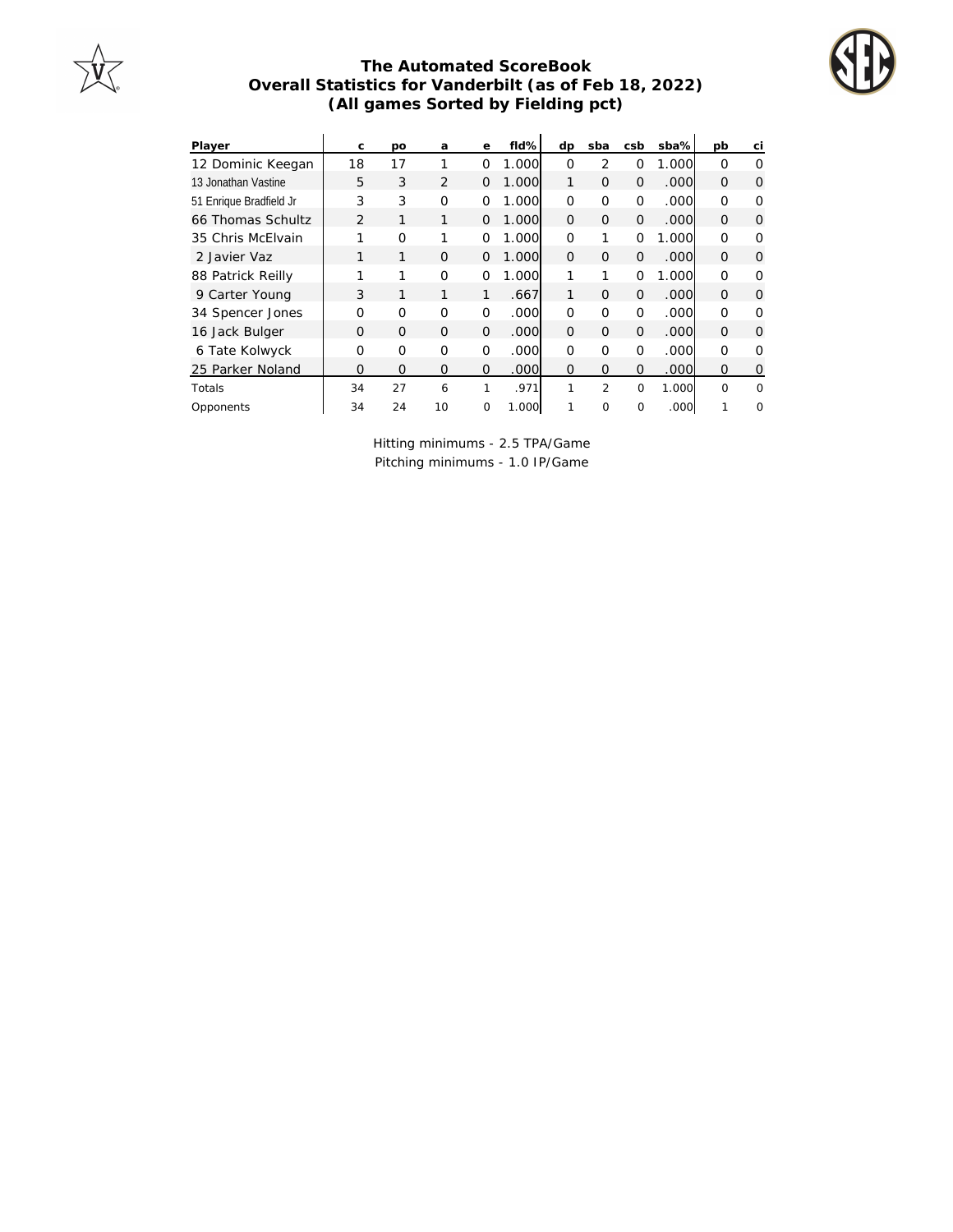# The Automated ScoreBook
## Overall Statistics for Vanderbilt (as of Feb 18, 2022)
## (All games Sorted by Fielding pct)

| Player | c | po | a | e | fld% | dp | sba | csb | sba% | pb | ci |
|---|---|---|---|---|---|---|---|---|---|---|---|
| 12 Dominic Keegan | 18 | 17 | 1 | 0 | 1.000 | 0 | 2 | 0 | 1.000 | 0 | 0 |
| 13 Jonathan Vastine | 5 | 3 | 2 | 0 | 1.000 | 1 | 0 | 0 | .000 | 0 | 0 |
| 51 Enrique Bradfield Jr | 3 | 3 | 0 | 0 | 1.000 | 0 | 0 | 0 | .000 | 0 | 0 |
| 66 Thomas Schultz | 2 | 1 | 1 | 0 | 1.000 | 0 | 0 | 0 | .000 | 0 | 0 |
| 35 Chris McElvain | 1 | 0 | 1 | 0 | 1.000 | 0 | 1 | 0 | 1.000 | 0 | 0 |
| 2 Javier Vaz | 1 | 1 | 0 | 0 | 1.000 | 0 | 0 | 0 | .000 | 0 | 0 |
| 88 Patrick Reilly | 1 | 1 | 0 | 0 | 1.000 | 1 | 1 | 0 | 1.000 | 0 | 0 |
| 9 Carter Young | 3 | 1 | 1 | 1 | .667 | 1 | 0 | 0 | .000 | 0 | 0 |
| 34 Spencer Jones | 0 | 0 | 0 | 0 | .000 | 0 | 0 | 0 | .000 | 0 | 0 |
| 16 Jack Bulger | 0 | 0 | 0 | 0 | .000 | 0 | 0 | 0 | .000 | 0 | 0 |
| 6 Tate Kolwyck | 0 | 0 | 0 | 0 | .000 | 0 | 0 | 0 | .000 | 0 | 0 |
| 25 Parker Noland | 0 | 0 | 0 | 0 | .000 | 0 | 0 | 0 | .000 | 0 | 0 |
| Totals | 34 | 27 | 6 | 1 | .971 | 1 | 2 | 0 | 1.000 | 0 | 0 |
| Opponents | 34 | 24 | 10 | 0 | 1.000 | 1 | 0 | 0 | .000 | 1 | 0 |

Hitting minimums - 2.5 TPA/Game

Pitching minimums - 1.0 IP/Game